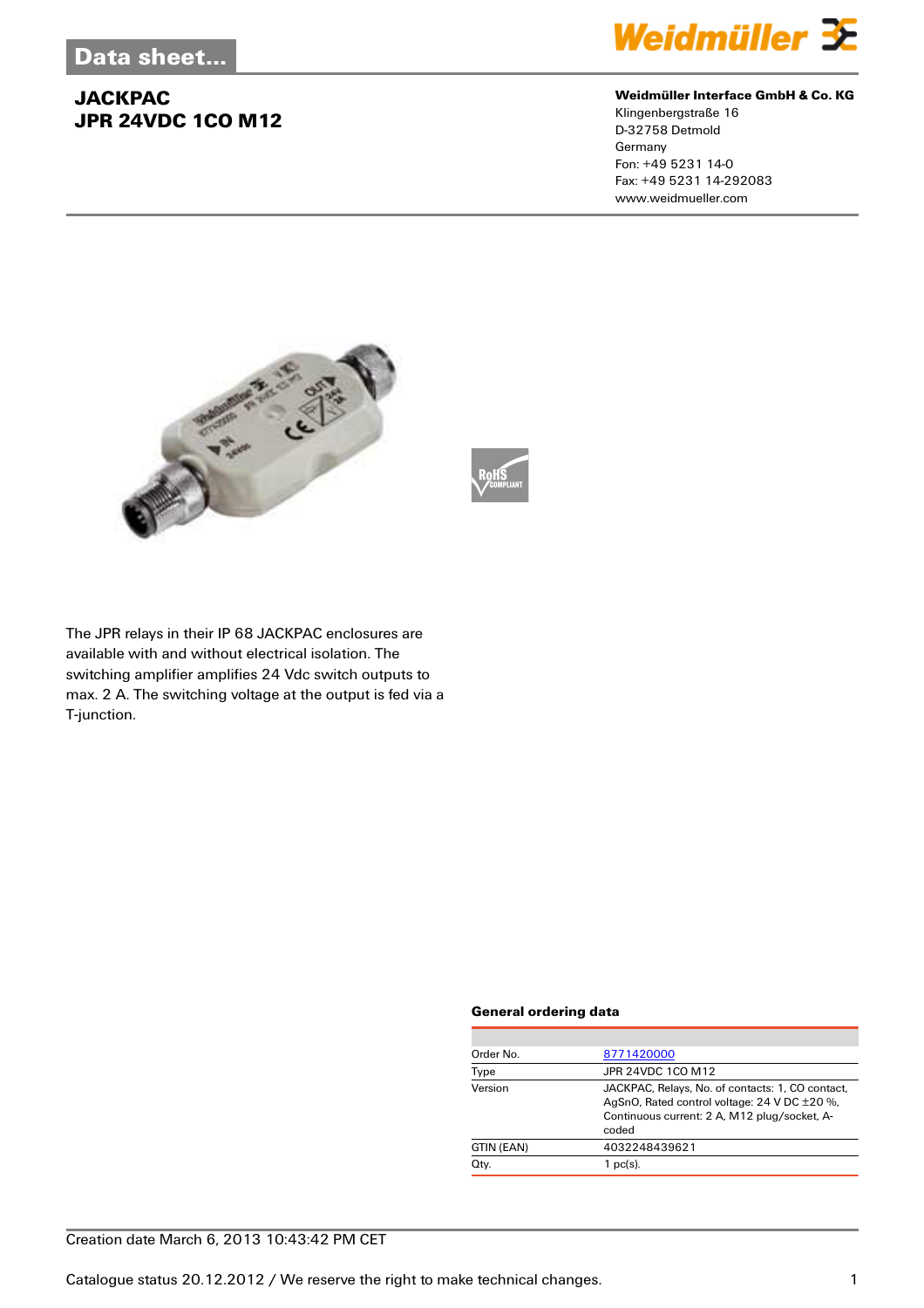Data sheet...

# JACKPAC
# JPR 24VDC 1CO M12

**Weidmüller Interface GmbH & Co. KG**
Klingenbergstraße 16
D-32758 Detmold
Germany
Fon: +49 5231 14-0
Fax: +49 5231 14-292083
www.weidmueller.com

The JPR relays in their IP 68 JACKPAC enclosures are available with and without electrical isolation. The switching amplifier amplifies 24 Vdc switch outputs to max. 2 A. The switching voltage at the output is fed via a T-junction.

### General ordering data

| | |
|---|---|
| Order No. | 8771420000 |
| Type | JPR 24VDC 1CO M12 |
| Version | JACKPAC, Relays, No. of contacts: 1, CO contact, AgSnO, Rated control voltage: 24 V DC ±20 %, Continuous current: 2 A, M12 plug/socket, A-coded |
| GTIN (EAN) | 4032248439621 |
| Qty. | 1 pc(s). |

Creation date March 6, 2013 10:43:42 PM CET

Catalogue status 20.12.2012 / We reserve the right to make technical changes.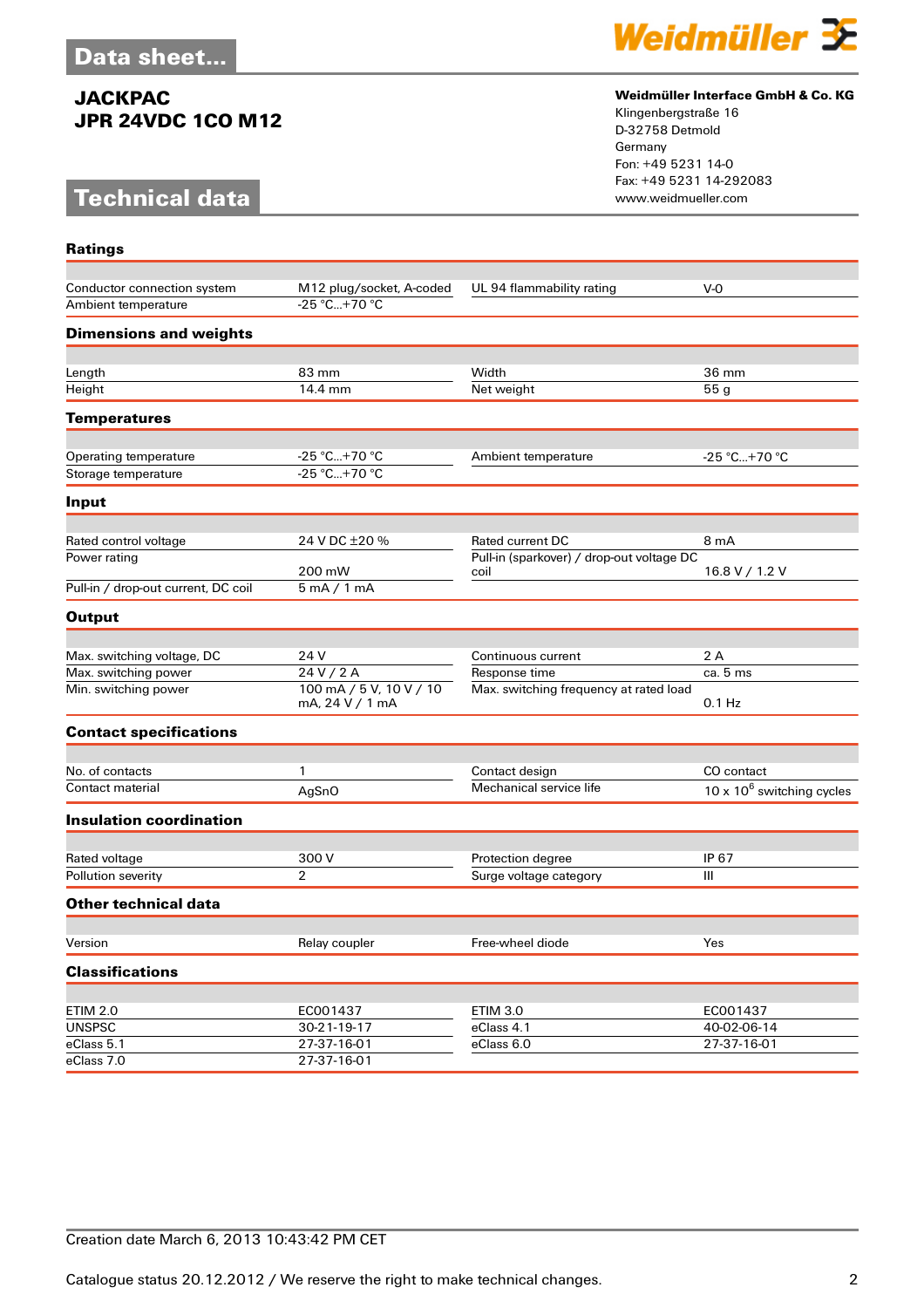# JACKPAC
# JPR 24VDC 1CO M12

## Technical data

**Weidmüller Interface GmbH & Co. KG**
Klingenbergstraße 16
D-32758 Detmold
Germany
Fon: +49 5231 14-0
Fax: +49 5231 14-292083
www.weidmueller.com

### Ratings

| | | | |
|---|---|---|---|
| Conductor connection system | M12 plug/socket, A-coded | UL 94 flammability rating | V-0 |
| Ambient temperature | -25 °C...+70 °C | | |

### Dimensions and weights

| | | | |
|---|---|---|---|
| Length | 83 mm | Width | 36 mm |
| Height | 14.4 mm | Net weight | 55 g |

### Temperatures

| | | | |
|---|---|---|---|
| Operating temperature | -25 °C...+70 °C | Ambient temperature | -25 °C...+70 °C |
| Storage temperature | -25 °C...+70 °C | | |

### Input

| | | | |
|---|---|---|---|
| Rated control voltage | 24 V DC ±20 % | Rated current DC | 8 mA |
| Power rating | 200 mW | Pull-in (sparkover) / drop-out voltage DC coil | 16.8 V / 1.2 V |
| Pull-in / drop-out current, DC coil | 5 mA / 1 mA | | |

### Output

| | | | |
|---|---|---|---|
| Max. switching voltage, DC | 24 V | Continuous current | 2 A |
| Max. switching power | 24 V / 2 A | Response time | ca. 5 ms |
| Min. switching power | 100 mA / 5 V, 10 V / 10 mA, 24 V / 1 mA | Max. switching frequency at rated load | 0.1 Hz |

### Contact specifications

| | | | |
|---|---|---|---|
| No. of contacts | 1 | Contact design | CO contact |
| Contact material | AgSnO | Mechanical service life | 10 x $10^6$ switching cycles |

### Insulation coordination

| | | | |
|---|---|---|---|
| Rated voltage | 300 V | Protection degree | IP 67 |
| Pollution severity | 2 | Surge voltage category | III |

### Other technical data

| | | | |
|---|---|---|---|
| Version | Relay coupler | Free-wheel diode | Yes |

### Classifications

| | | | |
|---|---|---|---|
| ETIM 2.0 | EC001437 | ETIM 3.0 | EC001437 |
| UNSPSC | 30-21-19-17 | eClass 4.1 | 40-02-06-14 |
| eClass 5.1 | 27-37-16-01 | eClass 6.0 | 27-37-16-01 |
| eClass 7.0 | 27-37-16-01 | | |

Creation date March 6, 2013 10:43:42 PM CET

Catalogue status 20.12.2012 / We reserve the right to make technical changes.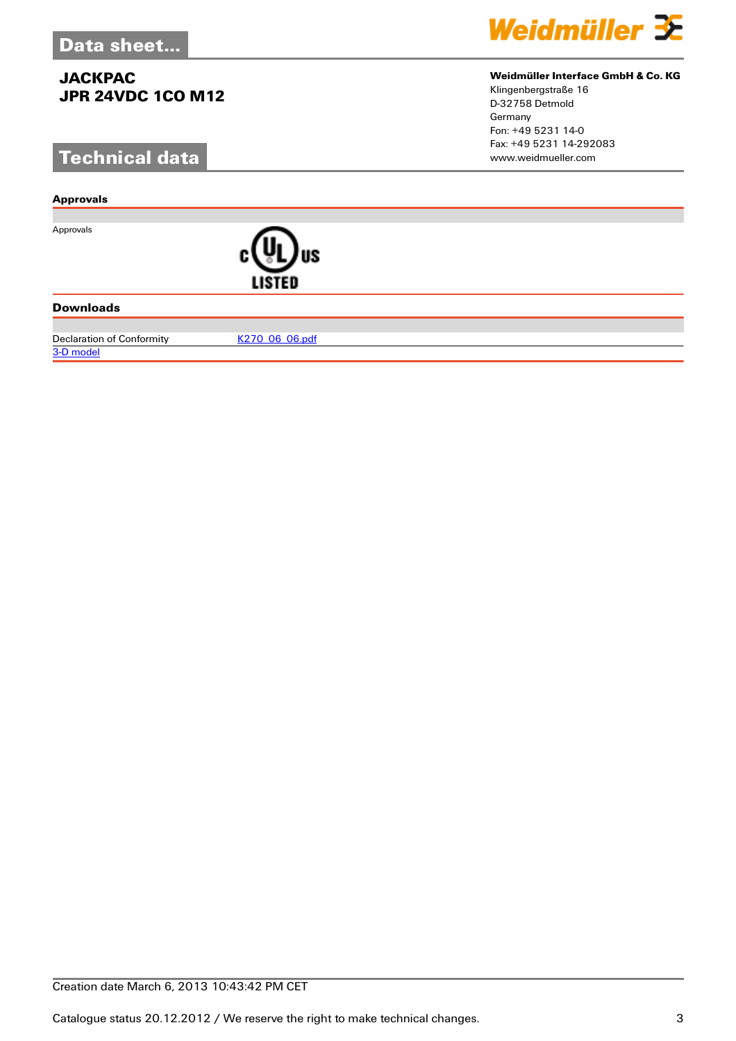# Data sheet...

## JACKPAC
## JPR 24VDC 1CO M12

**Weidmüller Interface GmbH & Co. KG**
Klingenbergstraße 16
D-32758 Detmold
Germany
Fon: +49 5231 14-0
Fax: +49 5231 14-292083
www.weidmueller.com

# Technical data

### Approvals

| | |
|---|---|
| Approvals | cULus LISTED |

### Downloads

| | |
|---|---|
| Declaration of Conformity | K270_06_06.pdf |
| 3-D model | |

Creation date March 6, 2013 10:43:42 PM CET

Catalogue status 20.12.2012 / We reserve the right to make technical changes.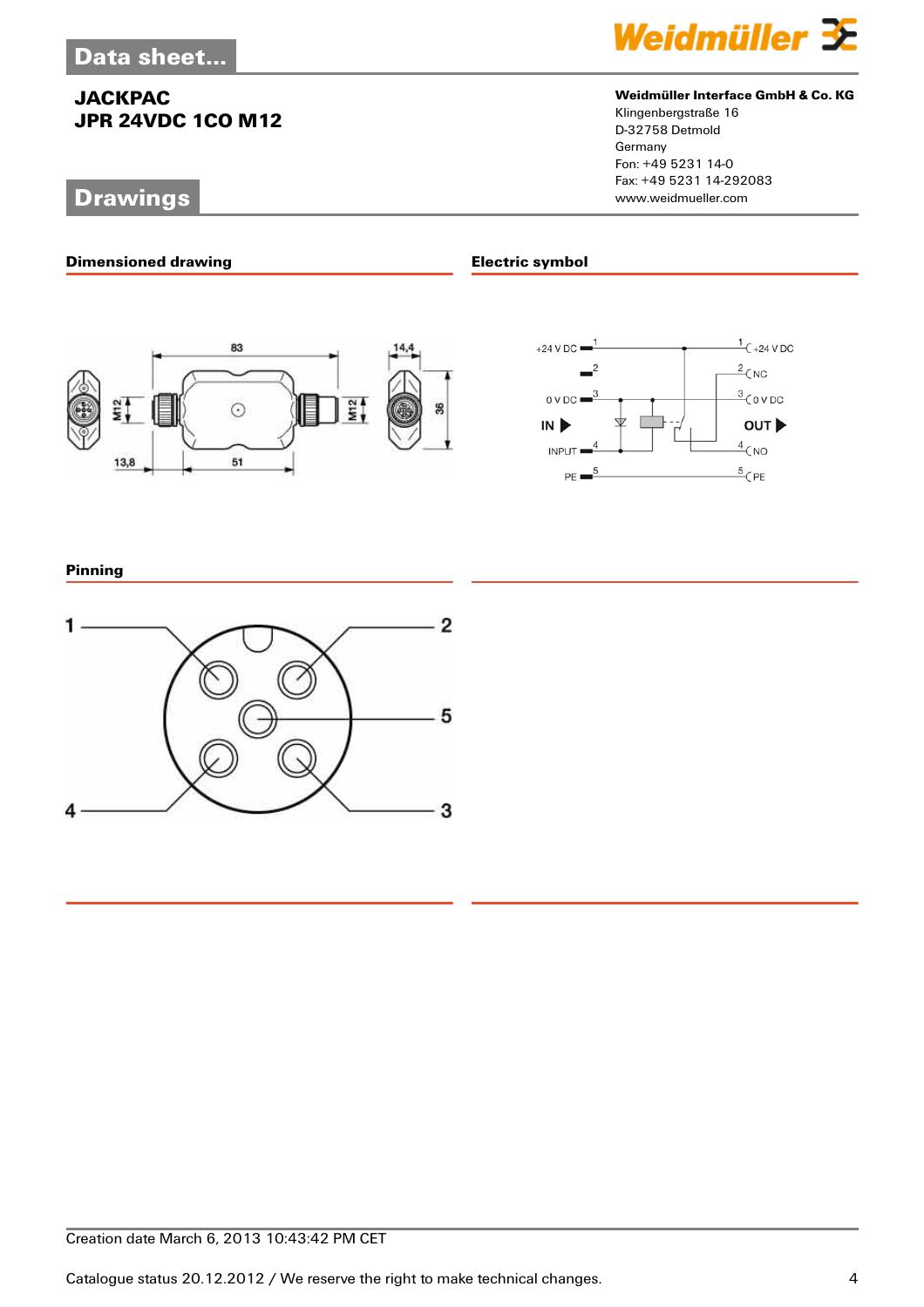# Data sheet...

**JACKPAC**
**JPR 24VDC 1CO M12**

**Weidmüller Interface GmbH & Co. KG**
Klingenbergstraße 16
D-32758 Detmold
Germany
Fon: +49 5231 14-0
Fax: +49 5231 14-292083
www.weidmueller.com

## Drawings

### Dimensioned drawing

83
14,4
M12
M12
36
13,8
51

### Electric symbol

+24 V DC 1
2
0 V DC 3
IN
INPUT 4
PE 5
1 +24 V DC
2 NC
3 0 V DC
OUT
4 NO
5 PE

### Pinning

1
2
5
4
3

Creation date March 6, 2013 10:43:42 PM CET

Catalogue status 20.12.2012 / We reserve the right to make technical changes.